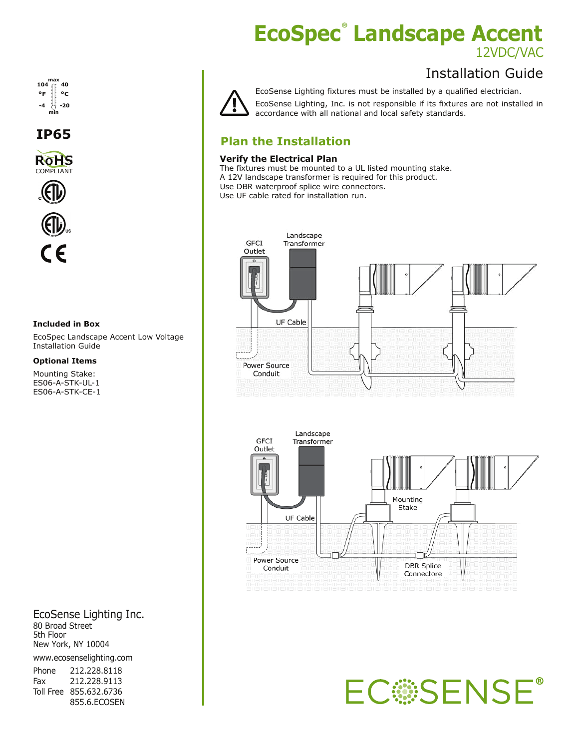# EcoSpec® Landscape Accent

12VDC/VAC

## Installation Guide

EcoSense Lighting fixtures must be installed by a qualified electrician.

EcoSense Lighting, Inc. is not responsible if its fixtures are not installed in accordance with all national and local safety standards.

## Plan the Installation

### Verify the Electrical Plan

The fixtures must be mounted to a UL listed mounting stake.
A 12V landscape transformer is required for this product.
Use DBR waterproof splice wire connectors.
Use UF cable rated for installation run.

GFCI Outlet
Landscape Transformer
UF Cable
Power Source Conduit

GFCI Outlet
Landscape Transformer
Mounting Stake
UF Cable
Power Source Conduit
DBR Splice Connectore

max 104 °F / 40 °C
min -4 °F / -20 °C

IP65

RoHS COMPLIANT

CE

**Included in Box**

EcoSpec Landscape Accent Low Voltage Installation Guide

**Optional Items**

Mounting Stake:
ES06-A-STK-UL-1
ES06-A-STK-CE-1

EcoSense Lighting Inc.
80 Broad Street
5th Floor
New York, NY 10004

www.ecosenselighting.com

Phone 212.228.8118
Fax 212.228.9113
Toll Free 855.632.6736
855.6.ECOSEN

ECOSENSE®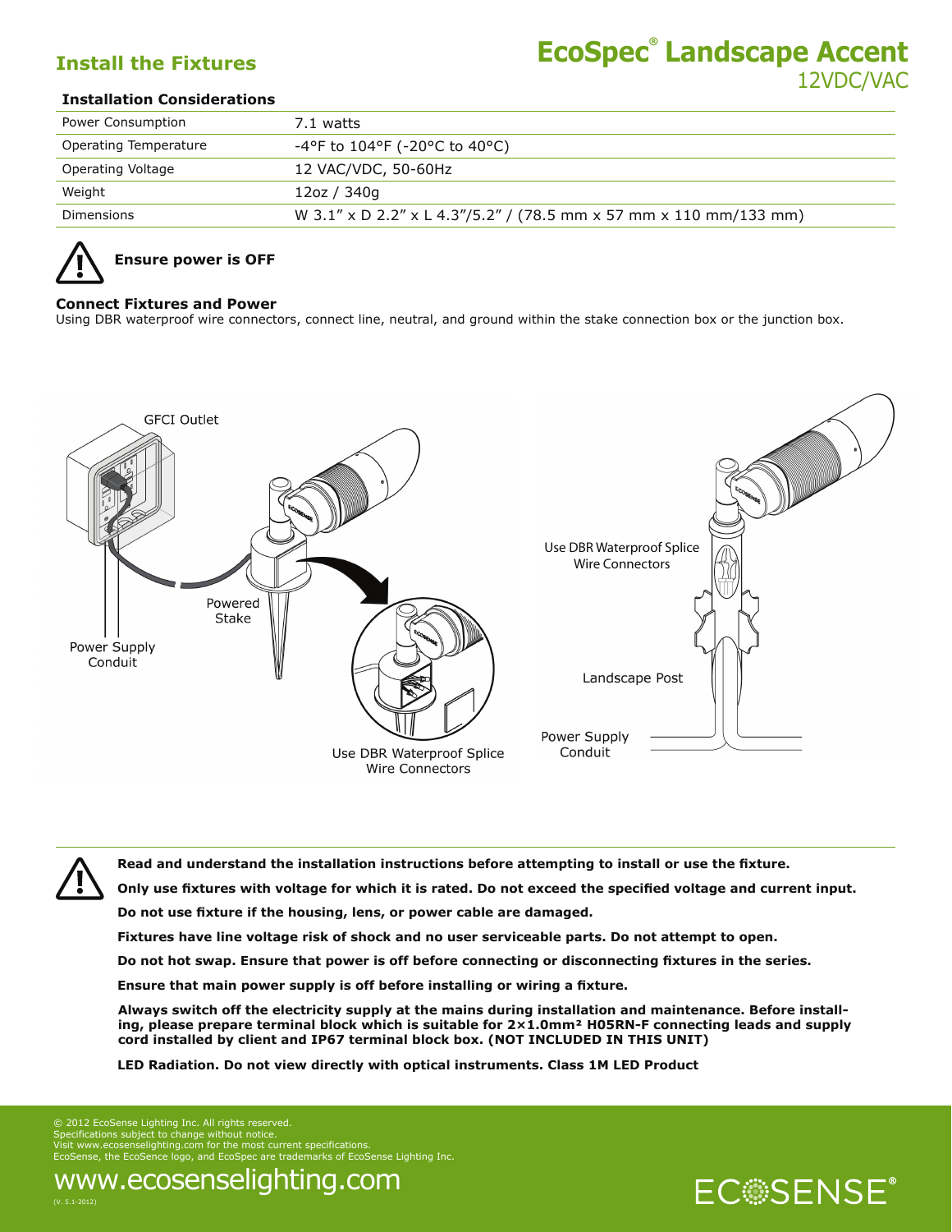## Install the Fixtures

# EcoSpec® Landscape Accent
12VDC/VAC

### Installation Considerations

| | |
|---|---|
| Power Consumption | 7.1 watts |
| Operating Temperature | -4°F to 104°F (-20°C to 40°C) |
| Operating Voltage | 12 VAC/VDC, 50-60Hz |
| Weight | 12oz / 340g |
| Dimensions | W 3.1" x D 2.2" x L 4.3"/5.2" / (78.5 mm x 57 mm x 110 mm/133 mm) |

**Ensure power is OFF**

**Connect Fixtures and Power**
Using DBR waterproof wire connectors, connect line, neutral, and ground within the stake connection box or the junction box.

GFCI Outlet
Powered Stake
Power Supply Conduit
Use DBR Waterproof Splice Wire Connectors

Use DBR Waterproof Splice Wire Connectors
Landscape Post
Power Supply Conduit

**Read and understand the installation instructions before attempting to install or use the fixture.**

**Only use fixtures with voltage for which it is rated. Do not exceed the specified voltage and current input.**

**Do not use fixture if the housing, lens, or power cable are damaged.**

**Fixtures have line voltage risk of shock and no user serviceable parts. Do not attempt to open.**

**Do not hot swap. Ensure that power is off before connecting or disconnecting fixtures in the series.**

**Ensure that main power supply is off before installing or wiring a fixture.**

**Always switch off the electricity supply at the mains during installation and maintenance. Before installing, please prepare terminal block which is suitable for 2×1.0mm² H05RN-F connecting leads and supply cord installed by client and IP67 terminal block box. (NOT INCLUDED IN THIS UNIT)**

**LED Radiation. Do not view directly with optical instruments. Class 1M LED Product**

© 2012 EcoSense Lighting Inc. All rights reserved.
Specifications subject to change without notice.
Visit www.ecosenselighting.com for the most current specifications.
EcoSense, the EcoSence logo, and EcoSpec are trademarks of EcoSense Lighting Inc.

www.ecosenselighting.com

(V. 5.1-2012)

ECOSENSE®